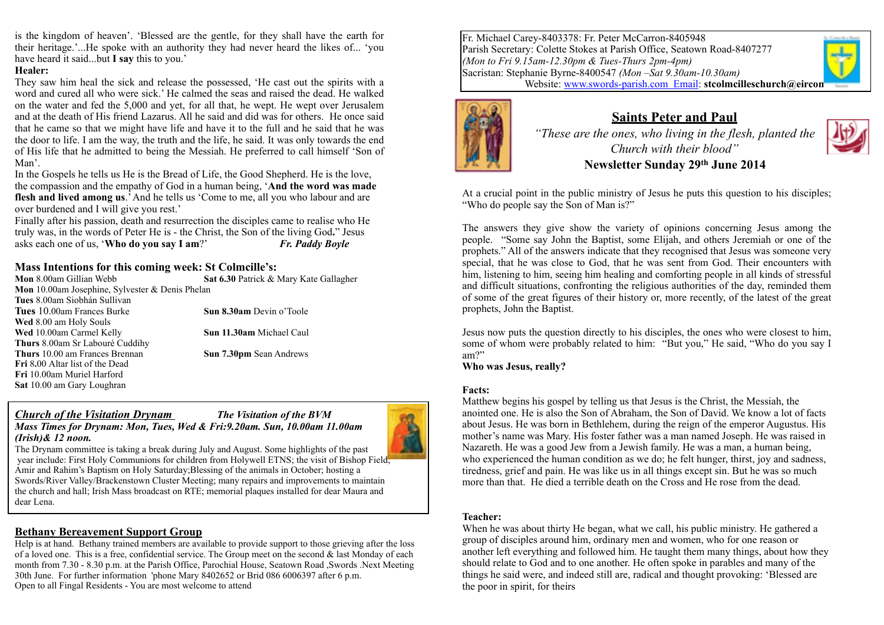Fr. Michael Carey-8403378: Fr. Peter McCarron-8405948
Parish Secretary: Colette Stokes at Parish Office, Seatown Road-8407277
*(Mon to Fri 9.15am-12.30pm & Tues-Thurs 2pm-4pm)*
Sacristan: Stephanie Byrne-8400547 *(Mon –Sat 9.30am-10.30am)*
Website: www.swords-parish.com Email: **stcolmcilleschurch@eircon**

## Saints Peter and Paul

*"These are the ones, who living in the flesh, planted the Church with their blood"*

**Newsletter Sunday 29th June 2014**

At a crucial point in the public ministry of Jesus he puts this question to his disciples; "Who do people say the Son of Man is?"

The answers they give show the variety of opinions concerning Jesus among the people. "Some say John the Baptist, some Elijah, and others Jeremiah or one of the prophets." All of the answers indicate that they recognised that Jesus was someone very special, that he was close to God, that he was sent from God. Their encounters with him, listening to him, seeing him healing and comforting people in all kinds of stressful and difficult situations, confronting the religious authorities of the day, reminded them of some of the great figures of their history or, more recently, of the latest of the great prophets, John the Baptist.

Jesus now puts the question directly to his disciples, the ones who were closest to him, some of whom were probably related to him: "But you," He said, "Who do you say I am?"

**Who was Jesus, really?**

**Facts:**

Matthew begins his gospel by telling us that Jesus is the Christ, the Messiah, the anointed one. He is also the Son of Abraham, the Son of David. We know a lot of facts about Jesus. He was born in Bethlehem, during the reign of the emperor Augustus. His mother's name was Mary. His foster father was a man named Joseph. He was raised in Nazareth. He was a good Jew from a Jewish family. He was a man, a human being, who experienced the human condition as we do; he felt hunger, thirst, joy and sadness, tiredness, grief and pain. He was like us in all things except sin. But he was so much more than that. He died a terrible death on the Cross and He rose from the dead.

**Teacher:**

When he was about thirty He began, what we call, his public ministry. He gathered a group of disciples around him, ordinary men and women, who for one reason or another left everything and followed him. He taught them many things, about how they should relate to God and to one another. He often spoke in parables and many of the things he said were, and indeed still are, radical and thought provoking: 'Blessed are the poor in spirit, for theirs is the kingdom of heaven'. 'Blessed are the gentle, for they shall have the earth for their heritage.'...He spoke with an authority they had never heard the likes of... 'you have heard it said...but **I say** this to you.'

**Healer:**

They saw him heal the sick and release the possessed, 'He cast out the spirits with a word and cured all who were sick.' He calmed the seas and raised the dead. He walked on the water and fed the 5,000 and yet, for all that, he wept. He wept over Jerusalem and at the death of His friend Lazarus. All he said and did was for others. He once said that he came so that we might have life and have it to the full and he said that he was the door to life. I am the way, the truth and the life, he said. It was only towards the end of His life that he admitted to being the Messiah. He preferred to call himself 'Son of Man'.

In the Gospels he tells us He is the Bread of Life, the Good Shepherd. He is the love, the compassion and the empathy of God in a human being, '**And the word was made flesh and lived among us**.' And he tells us 'Come to me, all you who labour and are over burdened and I will give you rest.'

Finally after his passion, death and resurrection the disciples came to realise who He truly was, in the words of Peter He is - the Christ, the Son of the living God**.**" Jesus asks each one of us, '**Who do you say I am**?' ***Fr. Paddy Boyle***

## Mass Intentions for this coming week: St Colmcille's:

**Mon** 8.00am Gillian Webb
**Mon** 10.00am Josephine, Sylvester & Denis Phelan
**Tues** 8.00am Siobhán Sullivan
**Tues** 10.00am Frances Burke
**Wed** 8.00 am Holy Souls
**Wed** 10.00am Carmel Kelly
**Thurs** 8.00am Sr Labouré Cuddihy
**Thurs** 10.00 am Frances Brennan
**Fri** 8**.**00 Altar list of the Dead
**Fri** 10.00am Muriel Harford
**Sat** 10.00 am Gary Loughran

**Sat 6.30** Patrick & Mary Kate Gallagher
**Sun 8.30am** Devin o'Toole
**Sun 11.30am** Michael Caul
**Sun 7.30pm** Sean Andrews

## *Church of the Visitation Drynam* — *The Visitation of the BVM*

***Mass Times for Drynam: Mon, Tues, Wed & Fri:9.20am. Sun, 10.00am 11.00am (Irish)& 12 noon.***

The Drynam committee is taking a break during July and August. Some highlights of the past year include: First Holy Communions for children from Holywell ETNS; the visit of Bishop Field, Amir and Rahim's Baptism on Holy Saturday;Blessing of the animals in October; hosting a Swords/River Valley/Brackenstown Cluster Meeting; many repairs and improvements to maintain the church and hall; Irish Mass broadcast on RTE; memorial plaques installed for dear Maura and dear Lena.

## Bethany Bereavement Support Group

Help is at hand. Bethany trained members are available to provide support to those grieving after the loss of a loved one. This is a free, confidential service. The Group meet on the second & last Monday of each month from 7.30 - 8.30 p.m. at the Parish Office, Parochial House, Seatown Road ,Swords .Next Meeting 30th June. For further information 'phone Mary 8402652 or Brid 086 6006397 after 6 p.m.
Open to all Fingal Residents - You are most welcome to attend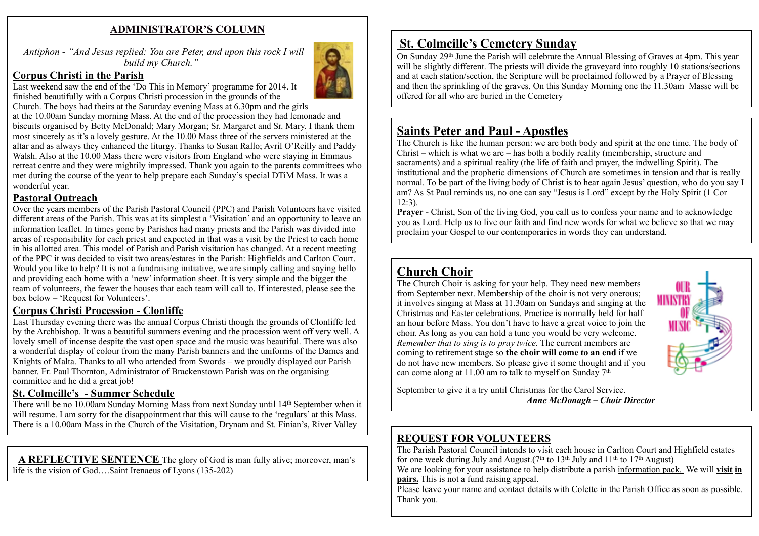## ADMINISTRATOR'S COLUMN

*Antiphon - "And Jesus replied: You are Peter, and upon this rock I will build my Church."*

### Corpus Christi in the Parish

Last weekend saw the end of the 'Do This in Memory' programme for 2014. It finished beautifully with a Corpus Christi procession in the grounds of the Church. The boys had theirs at the Saturday evening Mass at 6.30pm and the girls at the 10.00am Sunday morning Mass. At the end of the procession they had lemonade and biscuits organised by Betty McDonald; Mary Morgan; Sr. Margaret and Sr. Mary. I thank them most sincerely as it's a lovely gesture. At the 10.00 Mass three of the servers ministered at the altar and as always they enhanced the liturgy. Thanks to Susan Rallo; Avril O'Reilly and Paddy Walsh. Also at the 10.00 Mass there were visitors from England who were staying in Emmaus retreat centre and they were mightily impressed. Thank you again to the parents committees who met during the course of the year to help prepare each Sunday's special DTiM Mass. It was a wonderful year.

### Pastoral Outreach

Over the years members of the Parish Pastoral Council (PPC) and Parish Volunteers have visited different areas of the Parish. This was at its simplest a 'Visitation' and an opportunity to leave an information leaflet. In times gone by Parishes had many priests and the Parish was divided into areas of responsibility for each priest and expected in that was a visit by the Priest to each home in his allotted area. This model of Parish and Parish visitation has changed. At a recent meeting of the PPC it was decided to visit two areas/estates in the Parish: Highfields and Carlton Court. Would you like to help? It is not a fundraising initiative, we are simply calling and saying hello and providing each home with a 'new' information sheet. It is very simple and the bigger the team of volunteers, the fewer the houses that each team will call to. If interested, please see the box below – 'Request for Volunteers'.

### Corpus Christi Procession - Clonliffe

Last Thursday evening there was the annual Corpus Christi though the grounds of Clonliffe led by the Archbishop. It was a beautiful summers evening and the procession went off very well. A lovely smell of incense despite the vast open space and the music was beautiful. There was also a wonderful display of colour from the many Parish banners and the uniforms of the Dames and Knights of Malta. Thanks to all who attended from Swords – we proudly displayed our Parish banner. Fr. Paul Thornton, Administrator of Brackenstown Parish was on the organising committee and he did a great job!

### St. Colmcille's - Summer Schedule

There will be no 10.00am Sunday Morning Mass from next Sunday until 14th September when it will resume. I am sorry for the disappointment that this will cause to the 'regulars' at this Mass. There is a 10.00am Mass in the Church of the Visitation, Drynam and St. Finian's, River Valley

**A REFLECTIVE SENTENCE** The glory of God is man fully alive; moreover, man's life is the vision of God….Saint Irenaeus of Lyons (135-202)

## St. Colmcille's Cemetery Sunday

On Sunday 29th June the Parish will celebrate the Annual Blessing of Graves at 4pm. This year will be slightly different. The priests will divide the graveyard into roughly 10 stations/sections and at each station/section, the Scripture will be proclaimed followed by a Prayer of Blessing and then the sprinkling of the graves. On this Sunday Morning one the 11.30am Masse will be offered for all who are buried in the Cemetery

## Saints Peter and Paul - Apostles

The Church is like the human person: we are both body and spirit at the one time. The body of Christ – which is what we are – has both a bodily reality (membership, structure and sacraments) and a spiritual reality (the life of faith and prayer, the indwelling Spirit). The institutional and the prophetic dimensions of Church are sometimes in tension and that is really normal. To be part of the living body of Christ is to hear again Jesus' question, who do you say I am? As St Paul reminds us, no one can say "Jesus is Lord" except by the Holy Spirit (1 Cor 12:3).

**Prayer** - Christ, Son of the living God, you call us to confess your name and to acknowledge you as Lord. Help us to live our faith and find new words for what we believe so that we may proclaim your Gospel to our contemporaries in words they can understand.

## Church Choir

The Church Choir is asking for your help. They need new members from September next. Membership of the choir is not very onerous; it involves singing at Mass at 11.30am on Sundays and singing at the Christmas and Easter celebrations. Practice is normally held for half an hour before Mass. You don't have to have a great voice to join the choir. As long as you can hold a tune you would be very welcome. *Remember that to sing is to pray twice.* The current members are coming to retirement stage so **the choir will come to an end** if we do not have new members. So please give it some thought and if you can come along at 11.00 am to talk to myself on Sunday 7th September to give it a try until Christmas for the Carol Service.

***Anne McDonagh – Choir Director***

## REQUEST FOR VOLUNTEERS

The Parish Pastoral Council intends to visit each house in Carlton Court and Highfield estates for one week during July and August.(7th to 13th July and 11th to 17th August)

We are looking for your assistance to help distribute a parish information pack. We will **visit in pairs.** This is not a fund raising appeal.

Please leave your name and contact details with Colette in the Parish Office as soon as possible. Thank you.